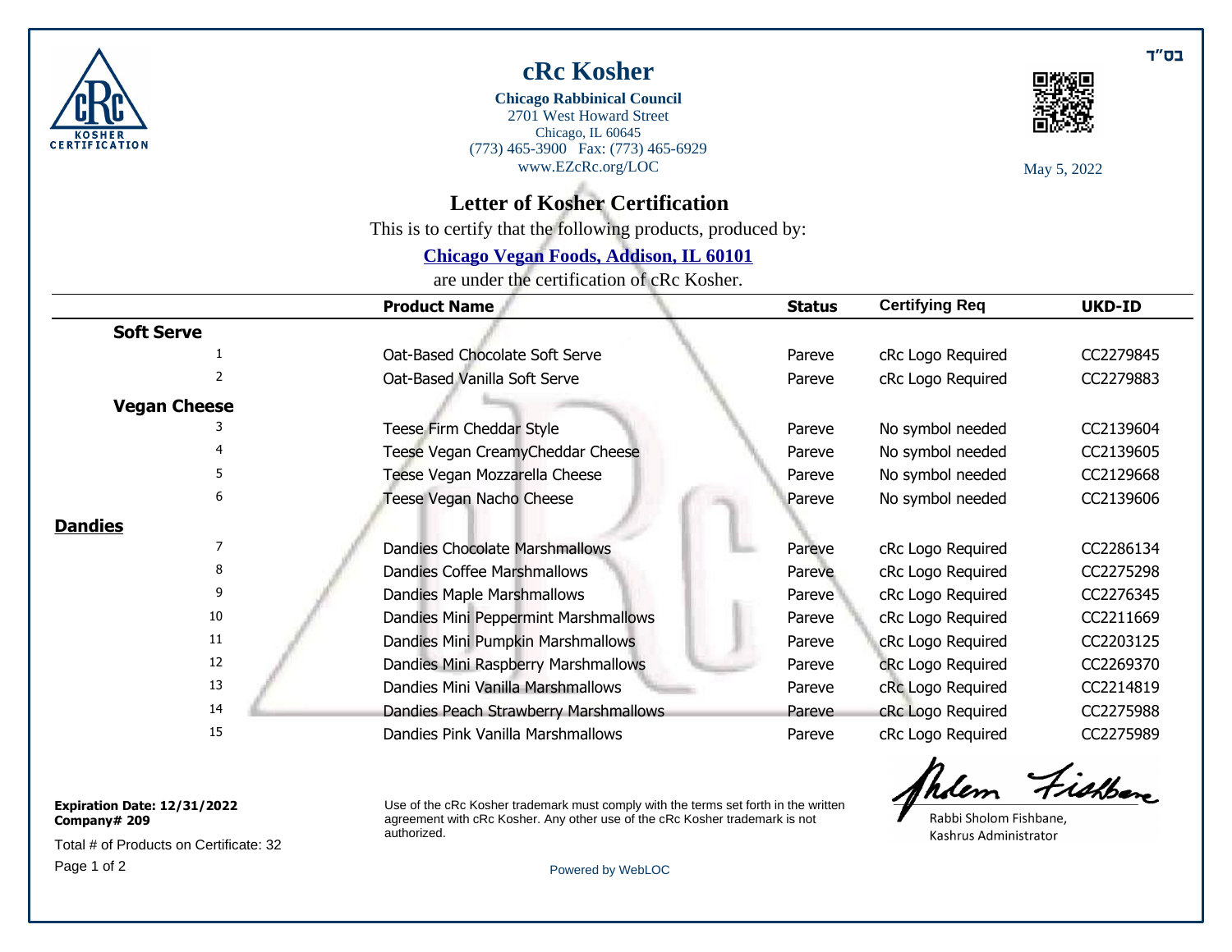בס"ד

# cRc Kosher

**Chicago Rabbinical Council**
2701 West Howard Street
Chicago, IL 60645
(773) 465-3900 Fax: (773) 465-6929
www.EZcRc.org/LOC

May 5, 2022

## Letter of Kosher Certification

This is to certify that the following products, produced by:

**Chicago Vegan Foods, Addison, IL 60101**

are under the certification of cRc Kosher.

| | Product Name | Status | Certifying Req | UKD-ID |
|---|---|---|---|---|
| **Soft Serve** | | | | |
| 1 | Oat-Based Chocolate Soft Serve | Pareve | cRc Logo Required | CC2279845 |
| 2 | Oat-Based Vanilla Soft Serve | Pareve | cRc Logo Required | CC2279883 |
| **Vegan Cheese** | | | | |
| 3 | Teese Firm Cheddar Style | Pareve | No symbol needed | CC2139604 |
| 4 | Teese Vegan CreamyCheddar Cheese | Pareve | No symbol needed | CC2139605 |
| 5 | Teese Vegan Mozzarella Cheese | Pareve | No symbol needed | CC2129668 |
| 6 | Teese Vegan Nacho Cheese | Pareve | No symbol needed | CC2139606 |
| **Dandies** | | | | |
| 7 | Dandies Chocolate Marshmallows | Pareve | cRc Logo Required | CC2286134 |
| 8 | Dandies Coffee Marshmallows | Pareve | cRc Logo Required | CC2275298 |
| 9 | Dandies Maple Marshmallows | Pareve | cRc Logo Required | CC2276345 |
| 10 | Dandies Mini Peppermint Marshmallows | Pareve | cRc Logo Required | CC2211669 |
| 11 | Dandies Mini Pumpkin Marshmallows | Pareve | cRc Logo Required | CC2203125 |
| 12 | Dandies Mini Raspberry Marshmallows | Pareve | cRc Logo Required | CC2269370 |
| 13 | Dandies Mini Vanilla Marshmallows | Pareve | cRc Logo Required | CC2214819 |
| 14 | Dandies Peach Strawberry Marshmallows | Pareve | cRc Logo Required | CC2275988 |
| 15 | Dandies Pink Vanilla Marshmallows | Pareve | cRc Logo Required | CC2275989 |

**Expiration Date: 12/31/2022**
**Company# 209**

Total # of Products on Certificate: 32

Use of the cRc Kosher trademark must comply with the terms set forth in the written agreement with cRc Kosher. Any other use of the cRc Kosher trademark is not authorized.

Rabbi Sholom Fishbane,
Kashrus Administrator

Powered by WebLOC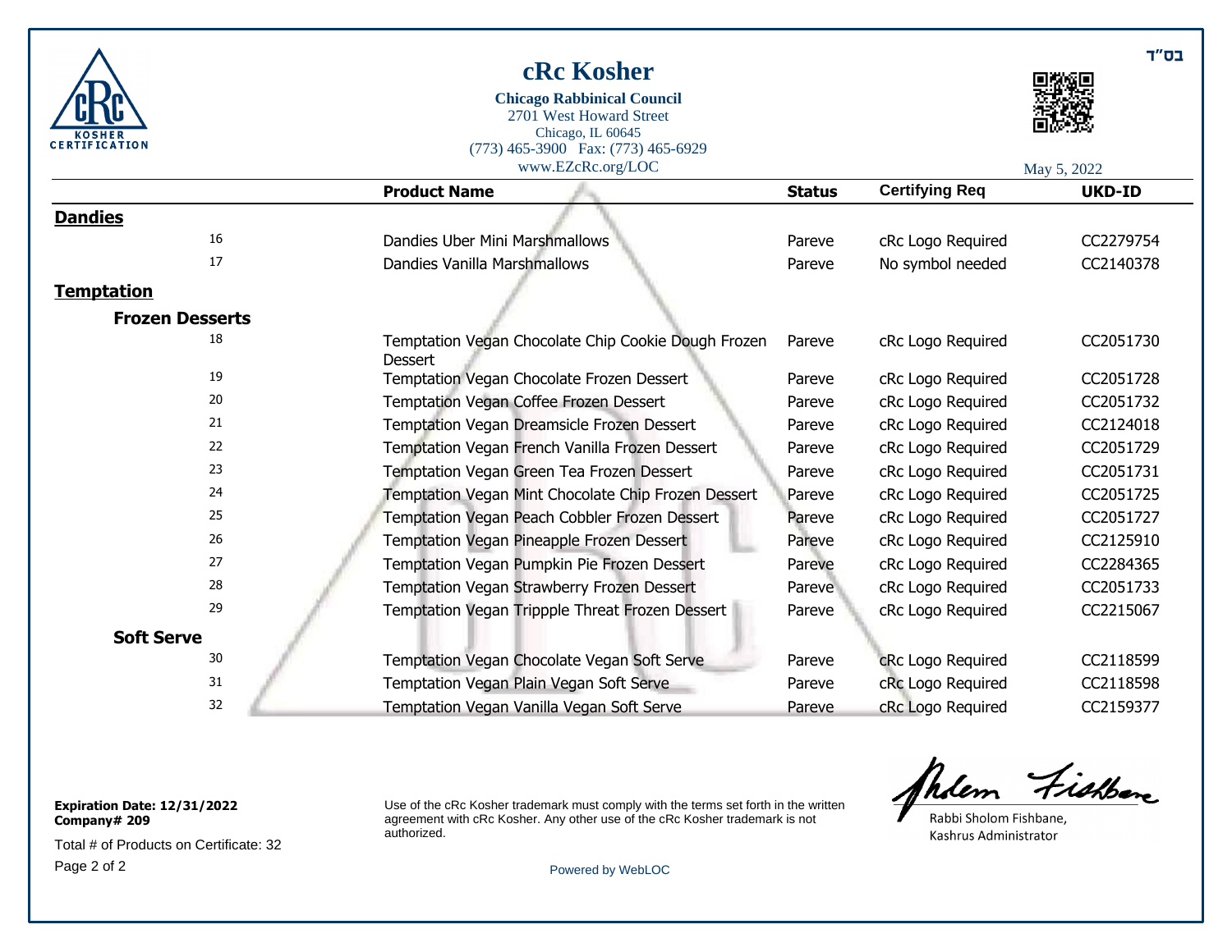בס"ד

# cRc Kosher

**Chicago Rabbinical Council**
2701 West Howard Street
Chicago, IL 60645
(773) 465-3900 Fax: (773) 465-6929
www.EZcRc.org/LOC

May 5, 2022

| | Product Name | Status | Certifying Req | UKD-ID |
|---|---|---|---|---|
| **Dandies** | | | | |
| 16 | Dandies Uber Mini Marshmallows | Pareve | cRc Logo Required | CC2279754 |
| 17 | Dandies Vanilla Marshmallows | Pareve | No symbol needed | CC2140378 |
| **Temptation** | | | | |
| **Frozen Desserts** | | | | |
| 18 | Temptation Vegan Chocolate Chip Cookie Dough Frozen Dessert | Pareve | cRc Logo Required | CC2051730 |
| 19 | Temptation Vegan Chocolate Frozen Dessert | Pareve | cRc Logo Required | CC2051728 |
| 20 | Temptation Vegan Coffee Frozen Dessert | Pareve | cRc Logo Required | CC2051732 |
| 21 | Temptation Vegan Dreamsicle Frozen Dessert | Pareve | cRc Logo Required | CC2124018 |
| 22 | Temptation Vegan French Vanilla Frozen Dessert | Pareve | cRc Logo Required | CC2051729 |
| 23 | Temptation Vegan Green Tea Frozen Dessert | Pareve | cRc Logo Required | CC2051731 |
| 24 | Temptation Vegan Mint Chocolate Chip Frozen Dessert | Pareve | cRc Logo Required | CC2051725 |
| 25 | Temptation Vegan Peach Cobbler Frozen Dessert | Pareve | cRc Logo Required | CC2051727 |
| 26 | Temptation Vegan Pineapple Frozen Dessert | Pareve | cRc Logo Required | CC2125910 |
| 27 | Temptation Vegan Pumpkin Pie Frozen Dessert | Pareve | cRc Logo Required | CC2284365 |
| 28 | Temptation Vegan Strawberry Frozen Dessert | Pareve | cRc Logo Required | CC2051733 |
| 29 | Temptation Vegan Trippple Threat Frozen Dessert | Pareve | cRc Logo Required | CC2215067 |
| **Soft Serve** | | | | |
| 30 | Temptation Vegan Chocolate Vegan Soft Serve | Pareve | cRc Logo Required | CC2118599 |
| 31 | Temptation Vegan Plain Vegan Soft Serve | Pareve | cRc Logo Required | CC2118598 |
| 32 | Temptation Vegan Vanilla Vegan Soft Serve | Pareve | cRc Logo Required | CC2159377 |

**Expiration Date: 12/31/2022**
**Company# 209**

Total # of Products on Certificate: 32

Use of the cRc Kosher trademark must comply with the terms set forth in the written agreement with cRc Kosher. Any other use of the cRc Kosher trademark is not authorized.

Rabbi Sholom Fishbane,
Kashrus Administrator

Powered by WebLOC